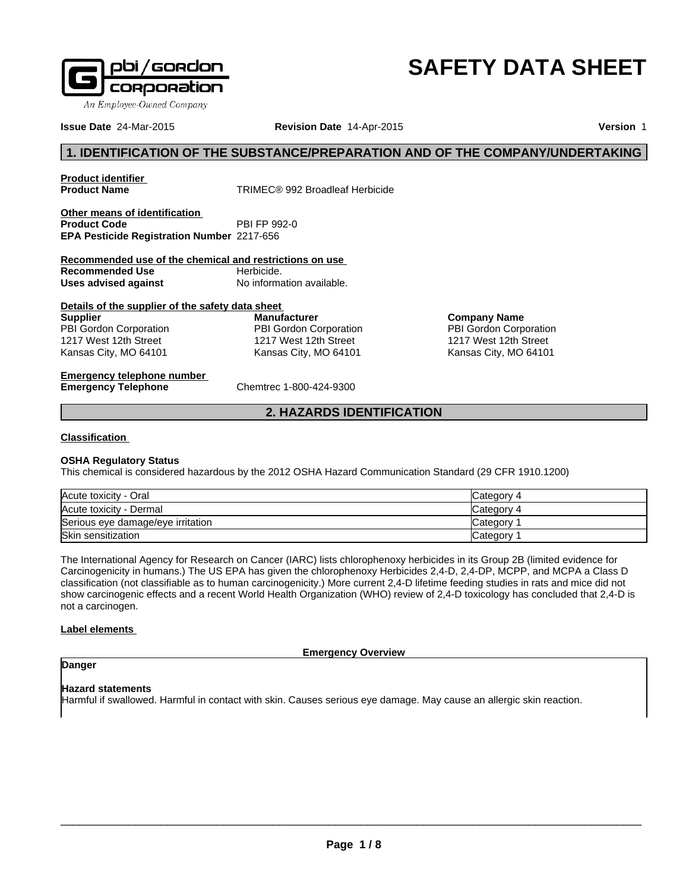pbi/gordon corporation
An Employee-Owned Company

# SAFETY DATA SHEET

**Issue Date** 24-Mar-2015 **Revision Date** 14-Apr-2015 **Version** 1

## 1. IDENTIFICATION OF THE SUBSTANCE/PREPARATION AND OF THE COMPANY/UNDERTAKING

**Product identifier**

**Product Name** TRIMEC® 992 Broadleaf Herbicide

**Other means of identification**

**Product Code** PBI FP 992-0

**EPA Pesticide Registration Number** 2217-656

**Recommended use of the chemical and restrictions on use**

**Recommended Use** Herbicide.

**Uses advised against** No information available.

**Details of the supplier of the safety data sheet**

**Supplier**
PBI Gordon Corporation
1217 West 12th Street
Kansas City, MO 64101

**Manufacturer**
PBI Gordon Corporation
1217 West 12th Street
Kansas City, MO 64101

**Company Name**
PBI Gordon Corporation
1217 West 12th Street
Kansas City, MO 64101

**Emergency telephone number**

**Emergency Telephone** Chemtrec 1-800-424-9300

## 2. HAZARDS IDENTIFICATION

**Classification**

**OSHA Regulatory Status**

This chemical is considered hazardous by the 2012 OSHA Hazard Communication Standard (29 CFR 1910.1200)

| Hazard | Category |
|---|---|
| Acute toxicity - Oral | Category 4 |
| Acute toxicity - Dermal | Category 4 |
| Serious eye damage/eye irritation | Category 1 |
| Skin sensitization | Category 1 |

The International Agency for Research on Cancer (IARC) lists chlorophenoxy herbicides in its Group 2B (limited evidence for Carcinogenicity in humans.) The US EPA has given the chlorophenoxy Herbicides 2,4-D, 2,4-DP, MCPP, and MCPA a Class D classification (not classifiable as to human carcinogenicity.) More current 2,4-D lifetime feeding studies in rats and mice did not show carcinogenic effects and a recent World Health Organization (WHO) review of 2,4-D toxicology has concluded that 2,4-D is not a carcinogen.

**Label elements**

**Emergency Overview**

**Danger**

**Hazard statements**

Harmful if swallowed. Harmful in contact with skin. Causes serious eye damage. May cause an allergic skin reaction.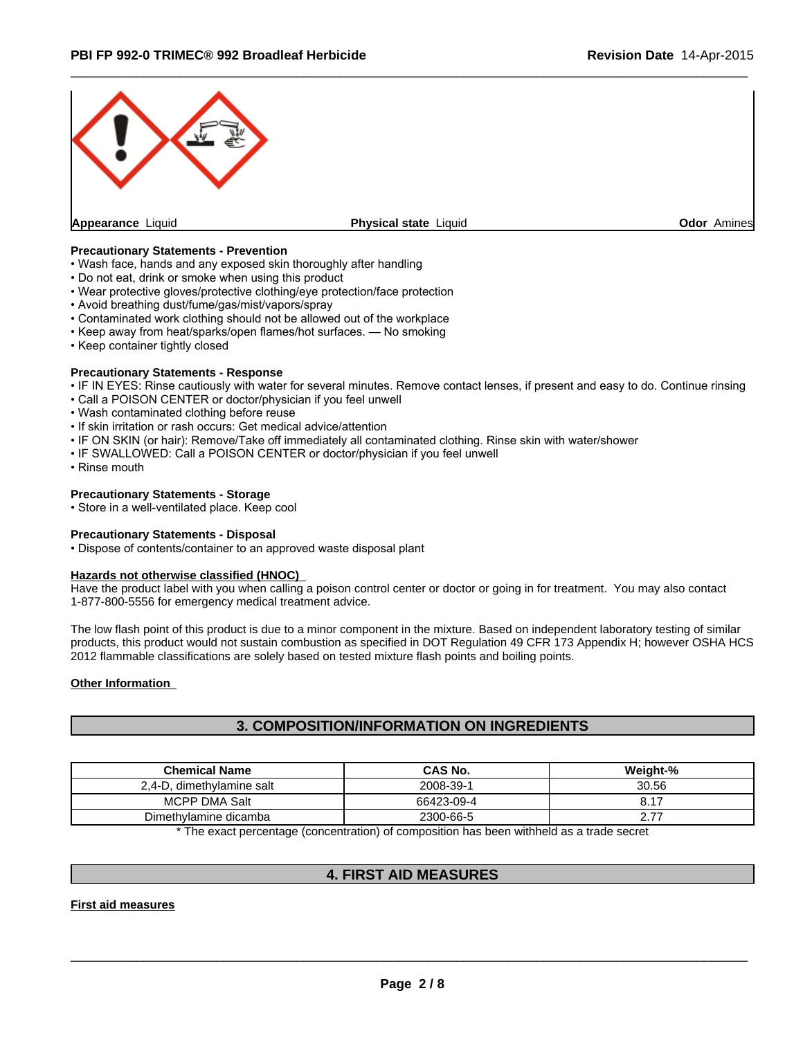Appearance Liquid | Physical state Liquid | Odor Amines

**Precautionary Statements - Prevention**
- Wash face, hands and any exposed skin thoroughly after handling
- Do not eat, drink or smoke when using this product
- Wear protective gloves/protective clothing/eye protection/face protection
- Avoid breathing dust/fume/gas/mist/vapors/spray
- Contaminated work clothing should not be allowed out of the workplace
- Keep away from heat/sparks/open flames/hot surfaces. — No smoking
- Keep container tightly closed

**Precautionary Statements - Response**
- IF IN EYES: Rinse cautiously with water for several minutes. Remove contact lenses, if present and easy to do. Continue rinsing
- Call a POISON CENTER or doctor/physician if you feel unwell
- Wash contaminated clothing before reuse
- If skin irritation or rash occurs: Get medical advice/attention
- IF ON SKIN (or hair): Remove/Take off immediately all contaminated clothing. Rinse skin with water/shower
- IF SWALLOWED: Call a POISON CENTER or doctor/physician if you feel unwell
- Rinse mouth

**Precautionary Statements - Storage**
- Store in a well-ventilated place. Keep cool

**Precautionary Statements - Disposal**
- Dispose of contents/container to an approved waste disposal plant

**Hazards not otherwise classified (HNOC)**

Have the product label with you when calling a poison control center or doctor or going in for treatment. You may also contact 1-877-800-5556 for emergency medical treatment advice.

The low flash point of this product is due to a minor component in the mixture. Based on independent laboratory testing of similar products, this product would not sustain combustion as specified in DOT Regulation 49 CFR 173 Appendix H; however OSHA HCS 2012 flammable classifications are solely based on tested mixture flash points and boiling points.

**Other Information**

## 3. COMPOSITION/INFORMATION ON INGREDIENTS

| Chemical Name | CAS No. | Weight-% |
|---|---|---|
| 2,4-D, dimethylamine salt | 2008-39-1 | 30.56 |
| MCPP DMA Salt | 66423-09-4 | 8.17 |
| Dimethylamine dicamba | 2300-66-5 | 2.77 |

* The exact percentage (concentration) of composition has been withheld as a trade secret

## 4. FIRST AID MEASURES

**First aid measures**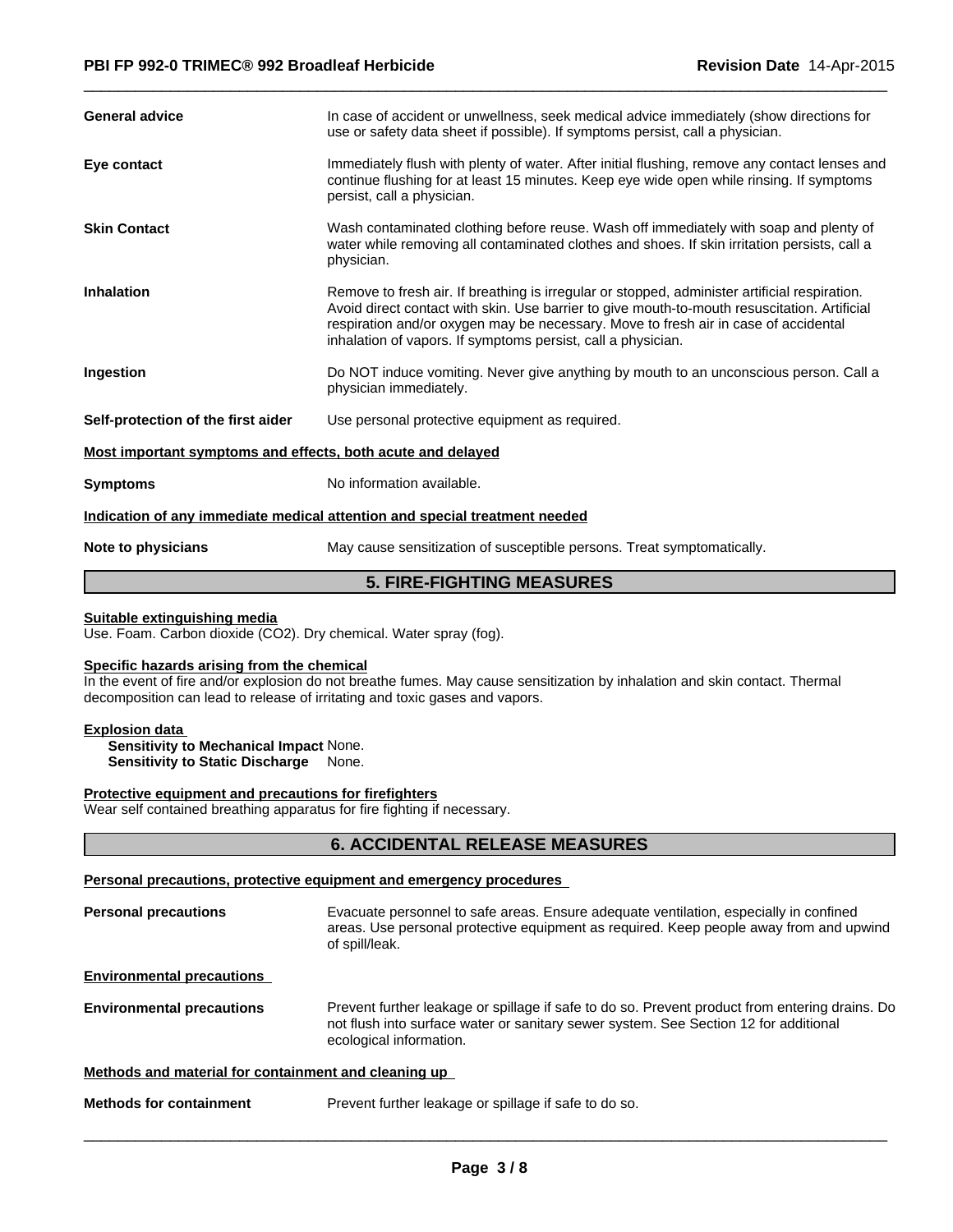| | |
|---|---|
| **General advice** | In case of accident or unwellness, seek medical advice immediately (show directions for use or safety data sheet if possible). If symptoms persist, call a physician. |
| **Eye contact** | Immediately flush with plenty of water. After initial flushing, remove any contact lenses and continue flushing for at least 15 minutes. Keep eye wide open while rinsing. If symptoms persist, call a physician. |
| **Skin Contact** | Wash contaminated clothing before reuse. Wash off immediately with soap and plenty of water while removing all contaminated clothes and shoes. If skin irritation persists, call a physician. |
| **Inhalation** | Remove to fresh air. If breathing is irregular or stopped, administer artificial respiration. Avoid direct contact with skin. Use barrier to give mouth-to-mouth resuscitation. Artificial respiration and/or oxygen may be necessary. Move to fresh air in case of accidental inhalation of vapors. If symptoms persist, call a physician. |
| **Ingestion** | Do NOT induce vomiting. Never give anything by mouth to an unconscious person. Call a physician immediately. |
| **Self-protection of the first aider** | Use personal protective equipment as required. |

**Most important symptoms and effects, both acute and delayed**

| | |
|---|---|
| **Symptoms** | No information available. |

**Indication of any immediate medical attention and special treatment needed**

| | |
|---|---|
| **Note to physicians** | May cause sensitization of susceptible persons. Treat symptomatically. |

## 5. FIRE-FIGHTING MEASURES

**Suitable extinguishing media**

Use. Foam. Carbon dioxide ($CO_2$). Dry chemical. Water spray (fog).

**Specific hazards arising from the chemical**

In the event of fire and/or explosion do not breathe fumes. May cause sensitization by inhalation and skin contact. Thermal decomposition can lead to release of irritating and toxic gases and vapors.

**Explosion data**

**Sensitivity to Mechanical Impact** None.
**Sensitivity to Static Discharge** None.

**Protective equipment and precautions for firefighters**

Wear self contained breathing apparatus for fire fighting if necessary.

## 6. ACCIDENTAL RELEASE MEASURES

**Personal precautions, protective equipment and emergency procedures**

| | |
|---|---|
| **Personal precautions** | Evacuate personnel to safe areas. Ensure adequate ventilation, especially in confined areas. Use personal protective equipment as required. Keep people away from and upwind of spill/leak. |

**Environmental precautions**

| | |
|---|---|
| **Environmental precautions** | Prevent further leakage or spillage if safe to do so. Prevent product from entering drains. Do not flush into surface water or sanitary sewer system. See Section 12 for additional ecological information. |

**Methods and material for containment and cleaning up**

| | |
|---|---|
| **Methods for containment** | Prevent further leakage or spillage if safe to do so. |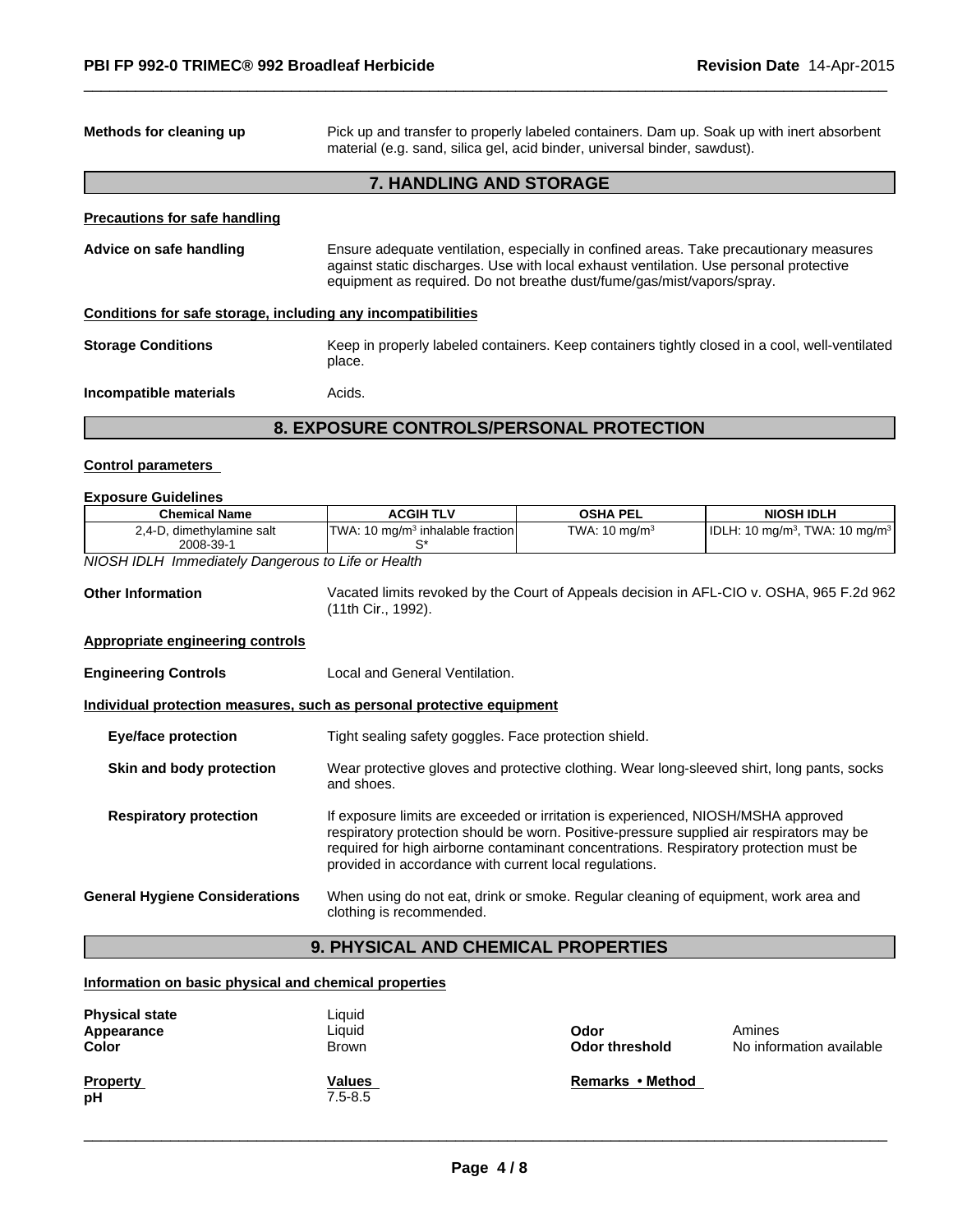**Methods for cleaning up** Pick up and transfer to properly labeled containers. Dam up. Soak up with inert absorbent material (e.g. sand, silica gel, acid binder, universal binder, sawdust).

## 7. HANDLING AND STORAGE

**Precautions for safe handling**

**Advice on safe handling** Ensure adequate ventilation, especially in confined areas. Take precautionary measures against static discharges. Use with local exhaust ventilation. Use personal protective equipment as required. Do not breathe dust/fume/gas/mist/vapors/spray.

**Conditions for safe storage, including any incompatibilities**

**Storage Conditions** Keep in properly labeled containers. Keep containers tightly closed in a cool, well-ventilated place.

**Incompatible materials** Acids.

## 8. EXPOSURE CONTROLS/PERSONAL PROTECTION

**Control parameters**

**Exposure Guidelines**

| Chemical Name | ACGIH TLV | OSHA PEL | NIOSH IDLH |
|---|---|---|---|
| 2,4-D, dimethylamine salt 2008-39-1 | TWA: 10 mg/m$^3$ inhalable fraction S* | TWA: 10 mg/m$^3$ | IDLH: 10 mg/m$^3$, TWA: 10 mg/m$^3$ |

*NIOSH IDLH Immediately Dangerous to Life or Health*

**Other Information** Vacated limits revoked by the Court of Appeals decision in AFL-CIO v. OSHA, 965 F.2d 962 (11th Cir., 1992).

**Appropriate engineering controls**

**Engineering Controls** Local and General Ventilation.

**Individual protection measures, such as personal protective equipment**

**Eye/face protection** Tight sealing safety goggles. Face protection shield.

**Skin and body protection** Wear protective gloves and protective clothing. Wear long-sleeved shirt, long pants, socks and shoes.

**Respiratory protection** If exposure limits are exceeded or irritation is experienced, NIOSH/MSHA approved respiratory protection should be worn. Positive-pressure supplied air respirators may be required for high airborne contaminant concentrations. Respiratory protection must be provided in accordance with current local regulations.

**General Hygiene Considerations** When using do not eat, drink or smoke. Regular cleaning of equipment, work area and clothing is recommended.

## 9. PHYSICAL AND CHEMICAL PROPERTIES

**Information on basic physical and chemical properties**

**Physical state** Liquid
**Appearance** Liquid
**Color** Brown

**Odor** Amines
**Odor threshold** No information available

| Property | Values | Remarks • Method |
|---|---|---|
| pH | 7.5-8.5 | |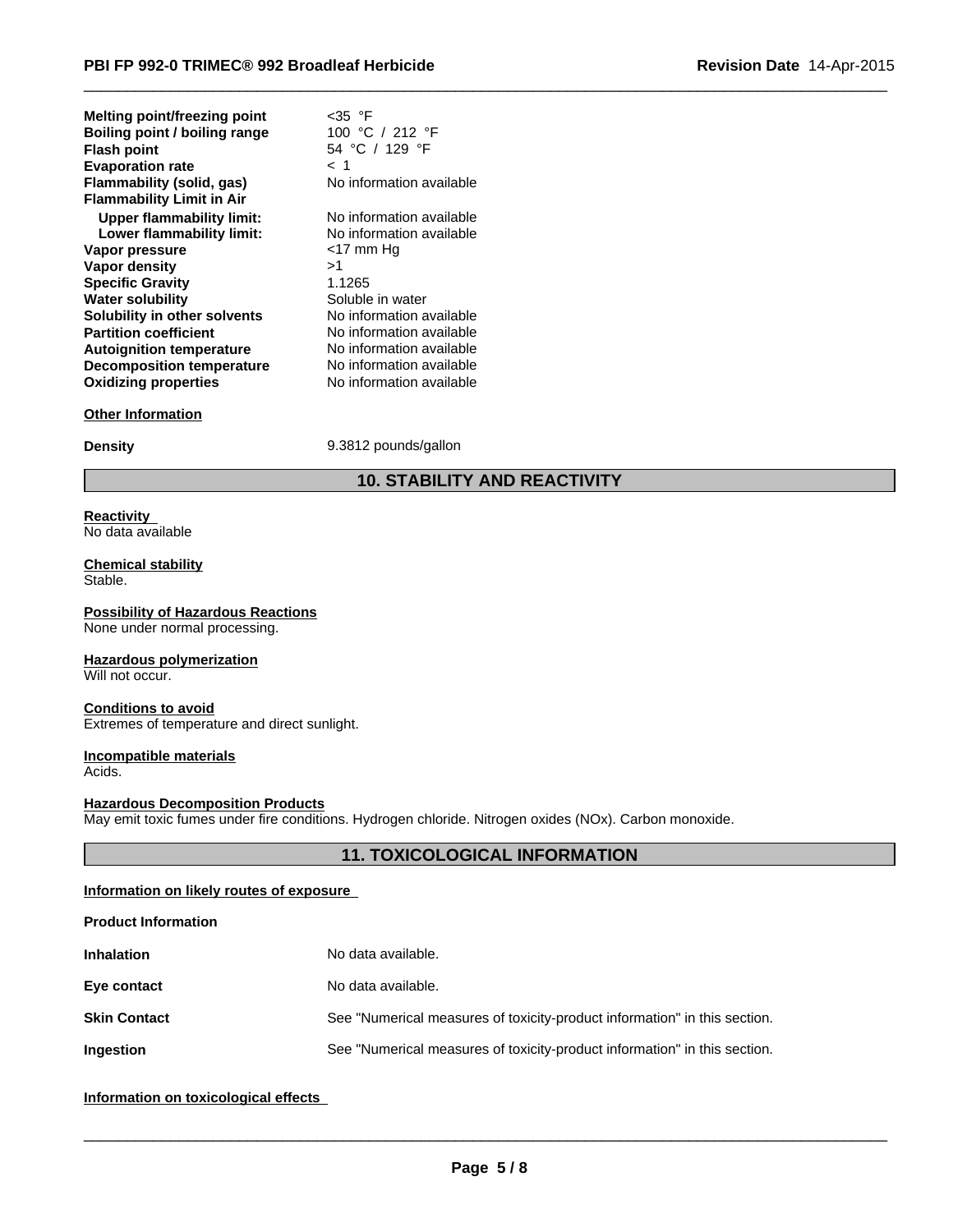| | |
|---|---|
| **Melting point/freezing point** | <35 °F |
| **Boiling point / boiling range** | 100 °C / 212 °F |
| **Flash point** | 54 °C / 129 °F |
| **Evaporation rate** | < 1 |
| **Flammability (solid, gas)** | No information available |
| **Flammability Limit in Air** | |
| **Upper flammability limit:** | No information available |
| **Lower flammability limit:** | No information available |
| **Vapor pressure** | <17 mm Hg |
| **Vapor density** | >1 |
| **Specific Gravity** | 1.1265 |
| **Water solubility** | Soluble in water |
| **Solubility in other solvents** | No information available |
| **Partition coefficient** | No information available |
| **Autoignition temperature** | No information available |
| **Decomposition temperature** | No information available |
| **Oxidizing properties** | No information available |

**Other Information**

**Density** 9.3812 pounds/gallon

## 10. STABILITY AND REACTIVITY

**Reactivity**
No data available

**Chemical stability**
Stable.

**Possibility of Hazardous Reactions**
None under normal processing.

**Hazardous polymerization**
Will not occur.

**Conditions to avoid**
Extremes of temperature and direct sunlight.

**Incompatible materials**
Acids.

**Hazardous Decomposition Products**
May emit toxic fumes under fire conditions. Hydrogen chloride. Nitrogen oxides (NOx). Carbon monoxide.

## 11. TOXICOLOGICAL INFORMATION

**Information on likely routes of exposure**

**Product Information**

| | |
|---|---|
| **Inhalation** | No data available. |
| **Eye contact** | No data available. |
| **Skin Contact** | See "Numerical measures of toxicity-product information" in this section. |
| **Ingestion** | See "Numerical measures of toxicity-product information" in this section. |

**Information on toxicological effects**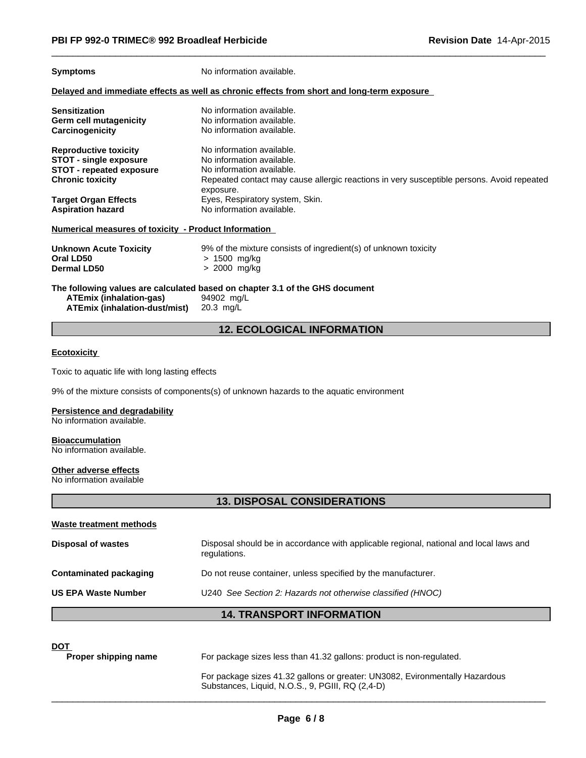| | |
|---|---|
| **Symptoms** | No information available. |

**Delayed and immediate effects as well as chronic effects from short and long-term exposure**

| | |
|---|---|
| **Sensitization** | No information available. |
| **Germ cell mutagenicity** | No information available. |
| **Carcinogenicity** | No information available. |
| **Reproductive toxicity** | No information available. |
| **STOT - single exposure** | No information available. |
| **STOT - repeated exposure** | No information available. |
| **Chronic toxicity** | Repeated contact may cause allergic reactions in very susceptible persons. Avoid repeated exposure. |
| **Target Organ Effects** | Eyes, Respiratory system, Skin. |
| **Aspiration hazard** | No information available. |

**Numerical measures of toxicity - Product Information**

| | |
|---|---|
| **Unknown Acute Toxicity** | 9% of the mixture consists of ingredient(s) of unknown toxicity |
| **Oral LD50** | > 1500 mg/kg |
| **Dermal LD50** | > 2000 mg/kg |

**The following values are calculated based on chapter 3.1 of the GHS document**

| | |
|---|---|
| **ATEmix (inhalation-gas)** | 94902 mg/L |
| **ATEmix (inhalation-dust/mist)** | 20.3 mg/L |

## 12. ECOLOGICAL INFORMATION

**Ecotoxicity**

Toxic to aquatic life with long lasting effects

9% of the mixture consists of components(s) of unknown hazards to the aquatic environment

**Persistence and degradability**
No information available.

**Bioaccumulation**
No information available.

**Other adverse effects**
No information available

## 13. DISPOSAL CONSIDERATIONS

**Waste treatment methods**

| | |
|---|---|
| **Disposal of wastes** | Disposal should be in accordance with applicable regional, national and local laws and regulations. |
| **Contaminated packaging** | Do not reuse container, unless specified by the manufacturer. |
| **US EPA Waste Number** | U240 *See Section 2: Hazards not otherwise classified (HNOC)* |

## 14. TRANSPORT INFORMATION

**DOT**

| | |
|---|---|
| **Proper shipping name** | For package sizes less than 41.32 gallons: product is non-regulated. |
| | For package sizes 41.32 gallons or greater: UN3082, Evironmentally Hazardous Substances, Liquid, N.O.S., 9, PGIII, RQ (2,4-D) |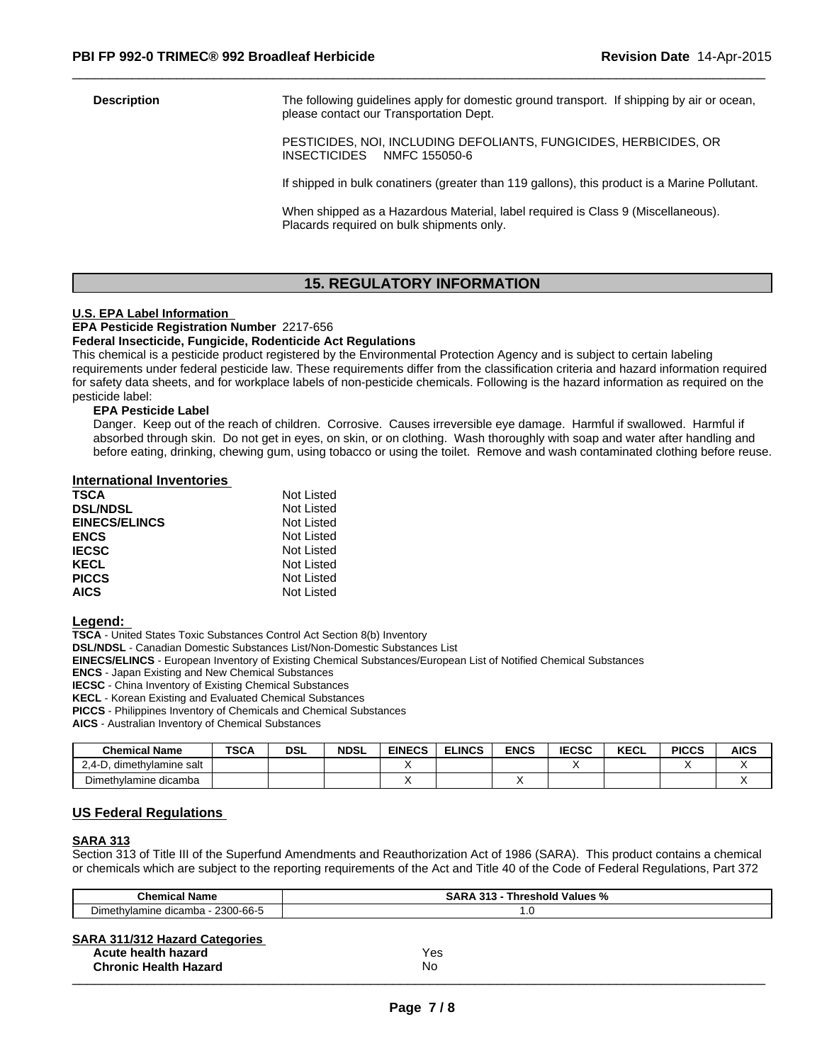**Description**

The following guidelines apply for domestic ground transport. If shipping by air or ocean, please contact our Transportation Dept.

PESTICIDES, NOI, INCLUDING DEFOLIANTS, FUNGICIDES, HERBICIDES, OR INSECTICIDES NMFC 155050-6

If shipped in bulk conatiners (greater than 119 gallons), this product is a Marine Pollutant.

When shipped as a Hazardous Material, label required is Class 9 (Miscellaneous). Placards required on bulk shipments only.

## 15. REGULATORY INFORMATION

**U.S. EPA Label Information**

**EPA Pesticide Registration Number** 2217-656

**Federal Insecticide, Fungicide, Rodenticide Act Regulations**

This chemical is a pesticide product registered by the Environmental Protection Agency and is subject to certain labeling requirements under federal pesticide law. These requirements differ from the classification criteria and hazard information required for safety data sheets, and for workplace labels of non-pesticide chemicals. Following is the hazard information as required on the pesticide label:

**EPA Pesticide Label**

Danger. Keep out of the reach of children. Corrosive. Causes irreversible eye damage. Harmful if swallowed. Harmful if absorbed through skin. Do not get in eyes, on skin, or on clothing. Wash thoroughly with soap and water after handling and before eating, drinking, chewing gum, using tobacco or using the toilet. Remove and wash contaminated clothing before reuse.

**International Inventories**

| | |
|---|---|
| **TSCA** | Not Listed |
| **DSL/NDSL** | Not Listed |
| **EINECS/ELINCS** | Not Listed |
| **ENCS** | Not Listed |
| **IECSC** | Not Listed |
| **KECL** | Not Listed |
| **PICCS** | Not Listed |
| **AICS** | Not Listed |

**Legend:**

**TSCA** - United States Toxic Substances Control Act Section 8(b) Inventory
**DSL/NDSL** - Canadian Domestic Substances List/Non-Domestic Substances List
**EINECS/ELINCS** - European Inventory of Existing Chemical Substances/European List of Notified Chemical Substances
**ENCS** - Japan Existing and New Chemical Substances
**IECSC** - China Inventory of Existing Chemical Substances
**KECL** - Korean Existing and Evaluated Chemical Substances
**PICCS** - Philippines Inventory of Chemicals and Chemical Substances
**AICS** - Australian Inventory of Chemical Substances

| Chemical Name | TSCA | DSL | NDSL | EINECS | ELINCS | ENCS | IECSC | KECL | PICCS | AICS |
|---|---|---|---|---|---|---|---|---|---|---|
| 2,4-D, dimethylamine salt | | | | X | | | X | | X | X |
| Dimethylamine dicamba | | | | X | | X | | | | X |

**US Federal Regulations**

**SARA 313**

Section 313 of Title III of the Superfund Amendments and Reauthorization Act of 1986 (SARA). This product contains a chemical or chemicals which are subject to the reporting requirements of the Act and Title 40 of the Code of Federal Regulations, Part 372

| Chemical Name | SARA 313 - Threshold Values % |
|---|---|
| Dimethylamine dicamba - 2300-66-5 | 1.0 |

**SARA 311/312 Hazard Categories**

| | |
|---|---|
| **Acute health hazard** | Yes |
| **Chronic Health Hazard** | No |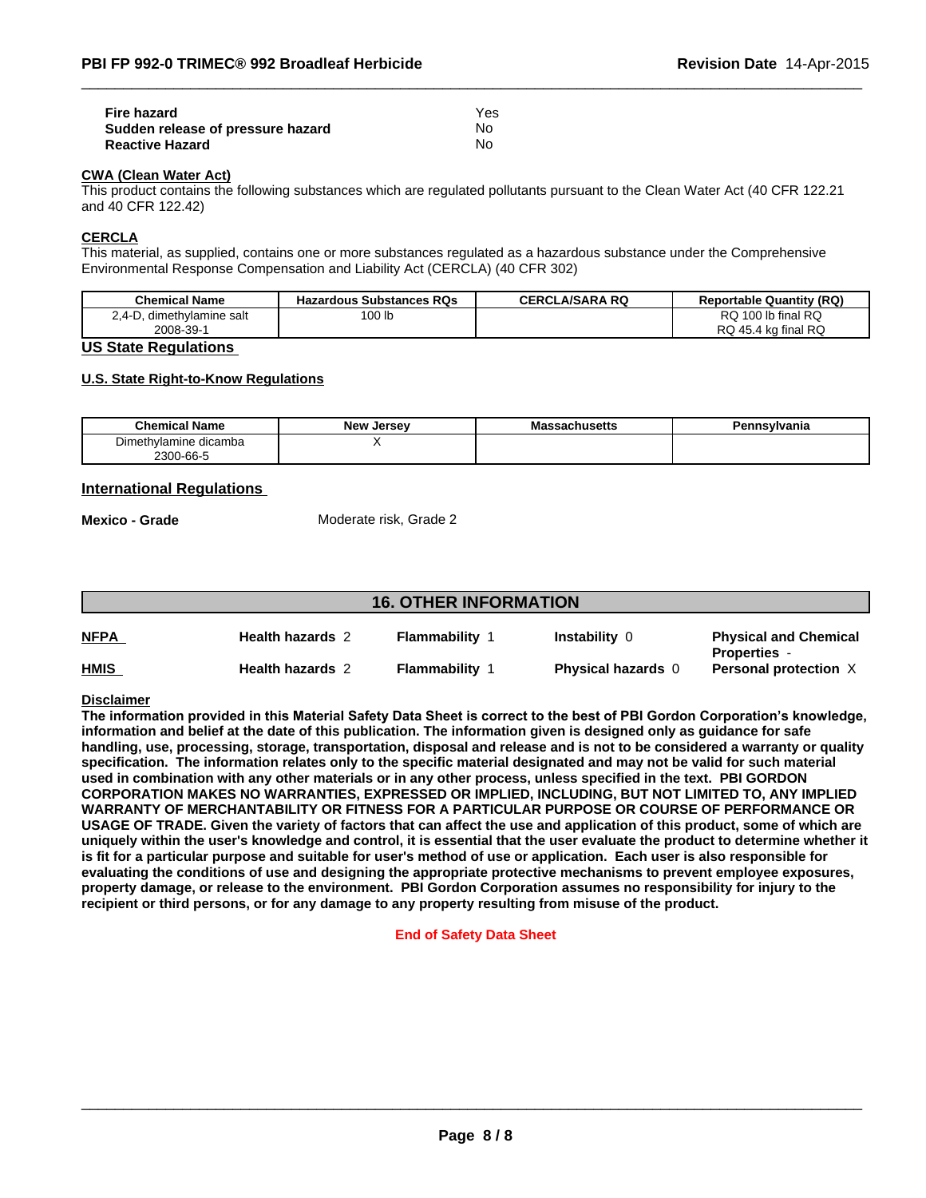| | |
|---|---|
| **Fire hazard** | Yes |
| **Sudden release of pressure hazard** | No |
| **Reactive Hazard** | No |

**CWA (Clean Water Act)**

This product contains the following substances which are regulated pollutants pursuant to the Clean Water Act (40 CFR 122.21 and 40 CFR 122.42)

**CERCLA**

This material, as supplied, contains one or more substances regulated as a hazardous substance under the Comprehensive Environmental Response Compensation and Liability Act (CERCLA) (40 CFR 302)

| Chemical Name | Hazardous Substances RQs | CERCLA/SARA RQ | Reportable Quantity (RQ) |
|---|---|---|---|
| 2,4-D, dimethylamine salt 2008-39-1 | 100 lb | | RQ 100 lb final RQ RQ 45.4 kg final RQ |

**US State Regulations**

**U.S. State Right-to-Know Regulations**

| Chemical Name | New Jersey | Massachusetts | Pennsylvania |
|---|---|---|---|
| Dimethylamine dicamba 2300-66-5 | X | | |

**International Regulations**

**Mexico - Grade** Moderate risk, Grade 2

## 16. OTHER INFORMATION

| | | | | |
|---|---|---|---|---|
| **NFPA** | **Health hazards** 2 | **Flammability** 1 | **Instability** 0 | **Physical and Chemical Properties** - |
| **HMIS** | **Health hazards** 2 | **Flammability** 1 | **Physical hazards** 0 | **Personal protection** X |

**Disclaimer**

**The information provided in this Material Safety Data Sheet is correct to the best of PBI Gordon Corporation's knowledge, information and belief at the date of this publication. The information given is designed only as guidance for safe handling, use, processing, storage, transportation, disposal and release and is not to be considered a warranty or quality specification. The information relates only to the specific material designated and may not be valid for such material used in combination with any other materials or in any other process, unless specified in the text. PBI GORDON CORPORATION MAKES NO WARRANTIES, EXPRESSED OR IMPLIED, INCLUDING, BUT NOT LIMITED TO, ANY IMPLIED WARRANTY OF MERCHANTABILITY OR FITNESS FOR A PARTICULAR PURPOSE OR COURSE OF PERFORMANCE OR USAGE OF TRADE. Given the variety of factors that can affect the use and application of this product, some of which are uniquely within the user's knowledge and control, it is essential that the user evaluate the product to determine whether it is fit for a particular purpose and suitable for user's method of use or application. Each user is also responsible for evaluating the conditions of use and designing the appropriate protective mechanisms to prevent employee exposures, property damage, or release to the environment. PBI Gordon Corporation assumes no responsibility for injury to the recipient or third persons, or for any damage to any property resulting from misuse of the product.**

**End of Safety Data Sheet**